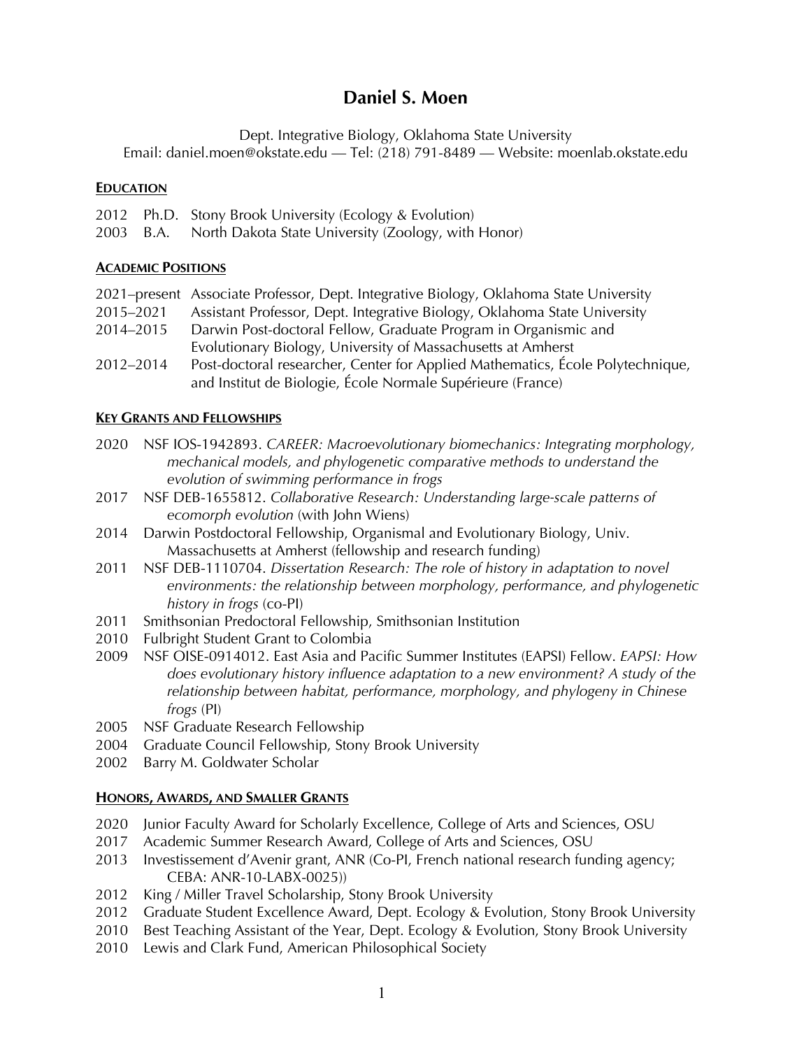# Daniel S. Moen

Dept. Integrative Biology, Oklahoma State University
Email: daniel.moen@okstate.edu — Tel: (218) 791-8489 — Website: moenlab.okstate.edu

## EDUCATION

2012 Ph.D. Stony Brook University (Ecology & Evolution)
2003 B.A. North Dakota State University (Zoology, with Honor)

## ACADEMIC POSITIONS

2021–present Associate Professor, Dept. Integrative Biology, Oklahoma State University
2015–2021 Assistant Professor, Dept. Integrative Biology, Oklahoma State University
2014–2015 Darwin Post-doctoral Fellow, Graduate Program in Organismic and Evolutionary Biology, University of Massachusetts at Amherst
2012–2014 Post-doctoral researcher, Center for Applied Mathematics, École Polytechnique, and Institut de Biologie, École Normale Supérieure (France)

## KEY GRANTS AND FELLOWSHIPS

2020 NSF IOS-1942893. *CAREER: Macroevolutionary biomechanics: Integrating morphology, mechanical models, and phylogenetic comparative methods to understand the evolution of swimming performance in frogs*
2017 NSF DEB-1655812. *Collaborative Research: Understanding large-scale patterns of ecomorph evolution* (with John Wiens)
2014 Darwin Postdoctoral Fellowship, Organismal and Evolutionary Biology, Univ. Massachusetts at Amherst (fellowship and research funding)
2011 NSF DEB-1110704. *Dissertation Research: The role of history in adaptation to novel environments: the relationship between morphology, performance, and phylogenetic history in frogs* (co-PI)
2011 Smithsonian Predoctoral Fellowship, Smithsonian Institution
2010 Fulbright Student Grant to Colombia
2009 NSF OISE-0914012. East Asia and Pacific Summer Institutes (EAPSI) Fellow. *EAPSI: How does evolutionary history influence adaptation to a new environment? A study of the relationship between habitat, performance, morphology, and phylogeny in Chinese frogs* (PI)
2005 NSF Graduate Research Fellowship
2004 Graduate Council Fellowship, Stony Brook University
2002 Barry M. Goldwater Scholar

## HONORS, AWARDS, AND SMALLER GRANTS

2020 Junior Faculty Award for Scholarly Excellence, College of Arts and Sciences, OSU
2017 Academic Summer Research Award, College of Arts and Sciences, OSU
2013 Investissement d'Avenir grant, ANR (Co-PI, French national research funding agency; CEBA: ANR-10-LABX-0025))
2012 King / Miller Travel Scholarship, Stony Brook University
2012 Graduate Student Excellence Award, Dept. Ecology & Evolution, Stony Brook University
2010 Best Teaching Assistant of the Year, Dept. Ecology & Evolution, Stony Brook University
2010 Lewis and Clark Fund, American Philosophical Society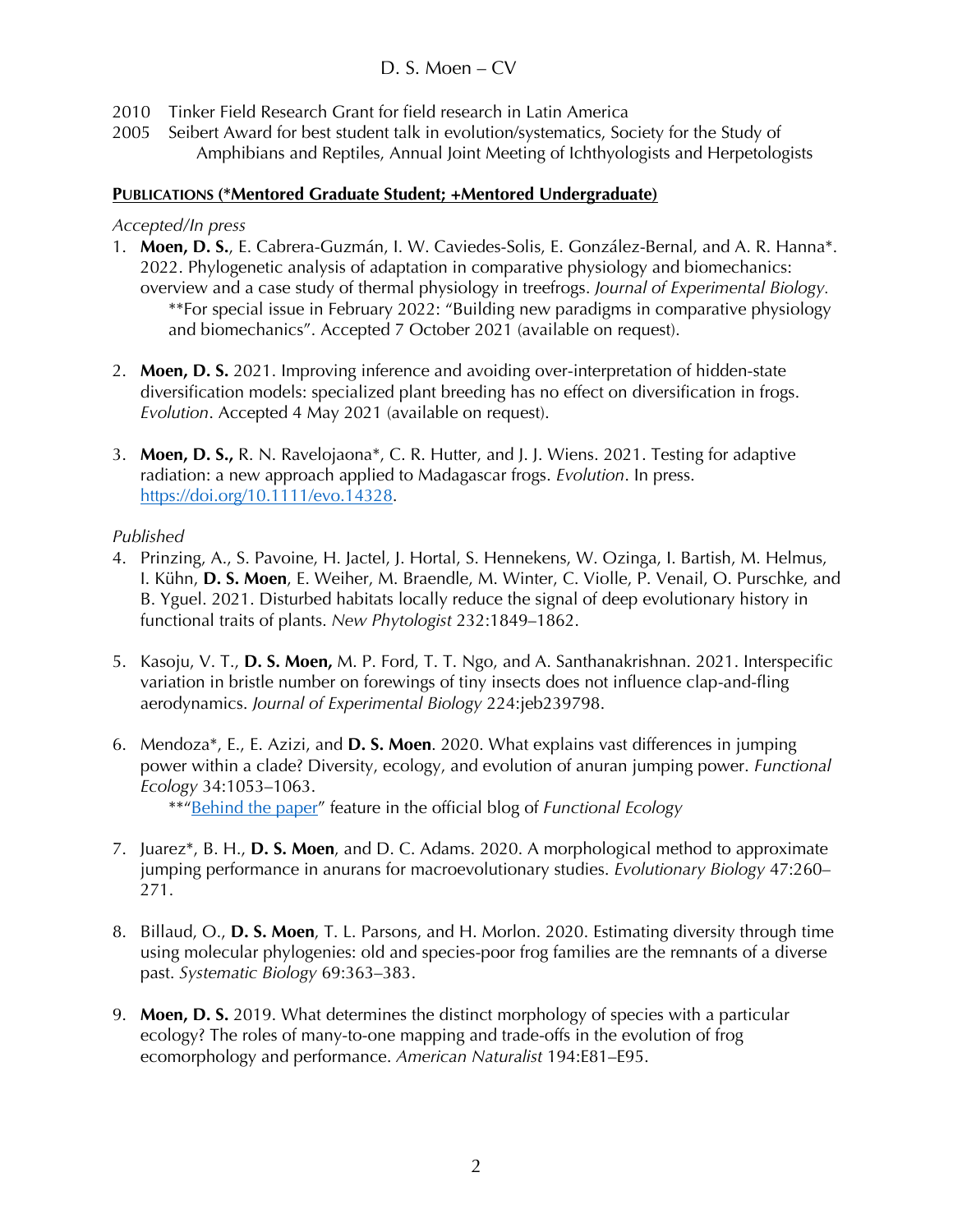2010 Tinker Field Research Grant for field research in Latin America
2005 Seibert Award for best student talk in evolution/systematics, Society for the Study of Amphibians and Reptiles, Annual Joint Meeting of Ichthyologists and Herpetologists

## PUBLICATIONS (*Mentored Graduate Student; +Mentored Undergraduate)

*Accepted/In press*

1. **Moen, D. S.**, E. Cabrera-Guzmán, I. W. Caviedes-Solis, E. González-Bernal, and A. R. Hanna*. 2022. Phylogenetic analysis of adaptation in comparative physiology and biomechanics: overview and a case study of thermal physiology in treefrogs. *Journal of Experimental Biology.*
   **For special issue in February 2022: "Building new paradigms in comparative physiology and biomechanics". Accepted 7 October 2021 (available on request).

2. **Moen, D. S.** 2021. Improving inference and avoiding over-interpretation of hidden-state diversification models: specialized plant breeding has no effect on diversification in frogs. *Evolution*. Accepted 4 May 2021 (available on request).

3. **Moen, D. S.,** R. N. Ravelojaona*, C. R. Hutter, and J. J. Wiens. 2021. Testing for adaptive radiation: a new approach applied to Madagascar frogs. *Evolution*. In press. https://doi.org/10.1111/evo.14328.

*Published*

4. Prinzing, A., S. Pavoine, H. Jactel, J. Hortal, S. Hennekens, W. Ozinga, I. Bartish, M. Helmus, I. Kühn, **D. S. Moen**, E. Weiher, M. Braendle, M. Winter, C. Violle, P. Venail, O. Purschke, and B. Yguel. 2021. Disturbed habitats locally reduce the signal of deep evolutionary history in functional traits of plants. *New Phytologist* 232:1849–1862.

5. Kasoju, V. T., **D. S. Moen,** M. P. Ford, T. T. Ngo, and A. Santhanakrishnan. 2021. Interspecific variation in bristle number on forewings of tiny insects does not influence clap-and-fling aerodynamics. *Journal of Experimental Biology* 224:jeb239798.

6. Mendoza*, E., E. Azizi, and **D. S. Moen**. 2020. What explains vast differences in jumping power within a clade? Diversity, ecology, and evolution of anuran jumping power. *Functional Ecology* 34:1053–1063.
   **"Behind the paper" feature in the official blog of *Functional Ecology*

7. Juarez*, B. H., **D. S. Moen**, and D. C. Adams. 2020. A morphological method to approximate jumping performance in anurans for macroevolutionary studies. *Evolutionary Biology* 47:260–271.

8. Billaud, O., **D. S. Moen**, T. L. Parsons, and H. Morlon. 2020. Estimating diversity through time using molecular phylogenies: old and species-poor frog families are the remnants of a diverse past. *Systematic Biology* 69:363–383.

9. **Moen, D. S.** 2019. What determines the distinct morphology of species with a particular ecology? The roles of many-to-one mapping and trade-offs in the evolution of frog ecomorphology and performance. *American Naturalist* 194:E81–E95.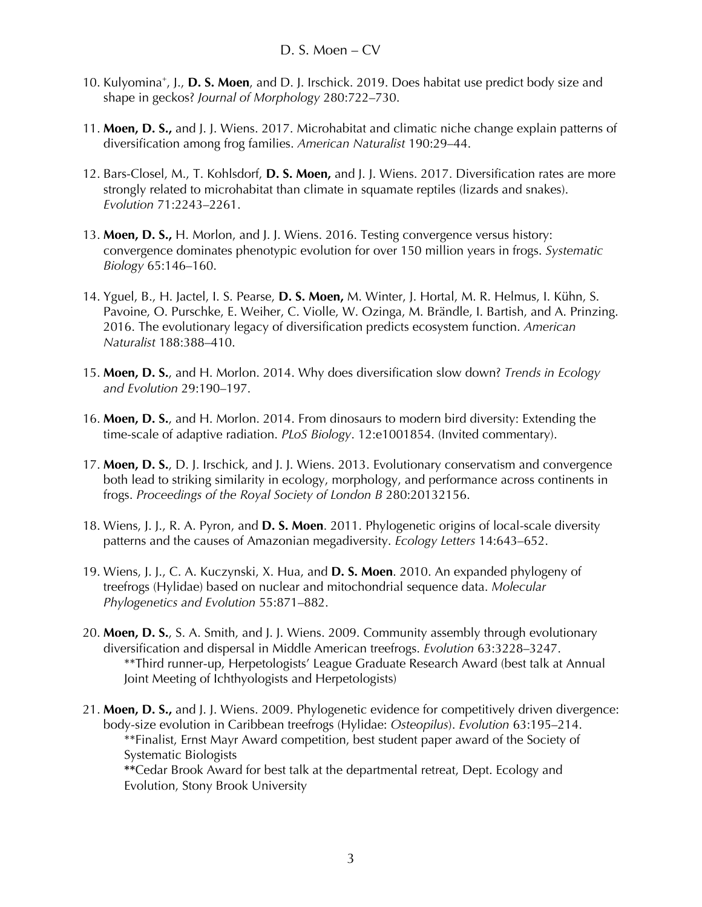10. Kulyomina[+], J., **D. S. Moen**, and D. J. Irschick. 2019. Does habitat use predict body size and shape in geckos? *Journal of Morphology* 280:722–730.

11. **Moen, D. S.,** and J. J. Wiens. 2017. Microhabitat and climatic niche change explain patterns of diversification among frog families. *American Naturalist* 190:29–44.

12. Bars-Closel, M., T. Kohlsdorf, **D. S. Moen,** and J. J. Wiens. 2017. Diversification rates are more strongly related to microhabitat than climate in squamate reptiles (lizards and snakes). *Evolution* 71:2243–2261.

13. **Moen, D. S.,** H. Morlon, and J. J. Wiens. 2016. Testing convergence versus history: convergence dominates phenotypic evolution for over 150 million years in frogs. *Systematic Biology* 65:146–160.

14. Yguel, B., H. Jactel, I. S. Pearse, **D. S. Moen,** M. Winter, J. Hortal, M. R. Helmus, I. Kühn, S. Pavoine, O. Purschke, E. Weiher, C. Violle, W. Ozinga, M. Brändle, I. Bartish, and A. Prinzing. 2016. The evolutionary legacy of diversification predicts ecosystem function. *American Naturalist* 188:388–410.

15. **Moen, D. S.**, and H. Morlon. 2014. Why does diversification slow down? *Trends in Ecology and Evolution* 29:190–197.

16. **Moen, D. S.**, and H. Morlon. 2014. From dinosaurs to modern bird diversity: Extending the time-scale of adaptive radiation. *PLoS Biology*. 12:e1001854. (Invited commentary).

17. **Moen, D. S.**, D. J. Irschick, and J. J. Wiens. 2013. Evolutionary conservatism and convergence both lead to striking similarity in ecology, morphology, and performance across continents in frogs. *Proceedings of the Royal Society of London B* 280:20132156.

18. Wiens, J. J., R. A. Pyron, and **D. S. Moen**. 2011. Phylogenetic origins of local-scale diversity patterns and the causes of Amazonian megadiversity. *Ecology Letters* 14:643–652.

19. Wiens, J. J., C. A. Kuczynski, X. Hua, and **D. S. Moen**. 2010. An expanded phylogeny of treefrogs (Hylidae) based on nuclear and mitochondrial sequence data. *Molecular Phylogenetics and Evolution* 55:871–882.

20. **Moen, D. S.**, S. A. Smith, and J. J. Wiens. 2009. Community assembly through evolutionary diversification and dispersal in Middle American treefrogs. *Evolution* 63:3228–3247.
    **Third runner-up, Herpetologists' League Graduate Research Award (best talk at Annual Joint Meeting of Ichthyologists and Herpetologists)

21. **Moen, D. S.,** and J. J. Wiens. 2009. Phylogenetic evidence for competitively driven divergence: body-size evolution in Caribbean treefrogs (Hylidae: *Osteopilus*). *Evolution* 63:195–214.
    **Finalist, Ernst Mayr Award competition, best student paper award of the Society of Systematic Biologists
    **Cedar Brook Award for best talk at the departmental retreat, Dept. Ecology and Evolution, Stony Brook University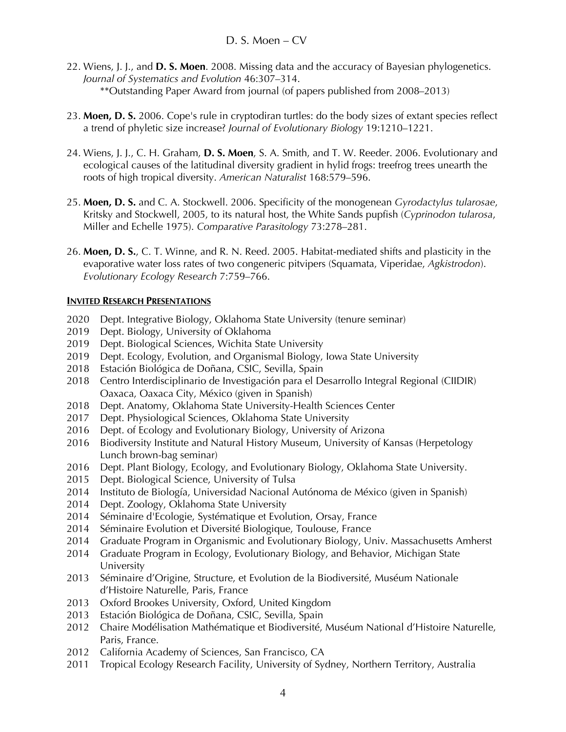22. Wiens, J. J., and **D. S. Moen**. 2008. Missing data and the accuracy of Bayesian phylogenetics. *Journal of Systematics and Evolution* 46:307–314.
    **Outstanding Paper Award from journal (of papers published from 2008–2013)

23. **Moen, D. S.** 2006. Cope's rule in cryptodiran turtles: do the body sizes of extant species reflect a trend of phyletic size increase? *Journal of Evolutionary Biology* 19:1210–1221.

24. Wiens, J. J., C. H. Graham, **D. S. Moen**, S. A. Smith, and T. W. Reeder. 2006. Evolutionary and ecological causes of the latitudinal diversity gradient in hylid frogs: treefrog trees unearth the roots of high tropical diversity. *American Naturalist* 168:579–596.

25. **Moen, D. S.** and C. A. Stockwell. 2006. Specificity of the monogenean *Gyrodactylus tularosae*, Kritsky and Stockwell, 2005, to its natural host, the White Sands pupfish (*Cyprinodon tularosa*, Miller and Echelle 1975). *Comparative Parasitology* 73:278–281.

26. **Moen, D. S.**, C. T. Winne, and R. N. Reed. 2005. Habitat-mediated shifts and plasticity in the evaporative water loss rates of two congeneric pitvipers (Squamata, Viperidae, *Agkistrodon*). *Evolutionary Ecology Research* 7:759–766.

## INVITED RESEARCH PRESENTATIONS

2020 Dept. Integrative Biology, Oklahoma State University (tenure seminar)
2019 Dept. Biology, University of Oklahoma
2019 Dept. Biological Sciences, Wichita State University
2019 Dept. Ecology, Evolution, and Organismal Biology, Iowa State University
2018 Estación Biológica de Doñana, CSIC, Sevilla, Spain
2018 Centro Interdisciplinario de Investigación para el Desarrollo Integral Regional (CIIDIR) Oaxaca, Oaxaca City, México (given in Spanish)
2018 Dept. Anatomy, Oklahoma State University-Health Sciences Center
2017 Dept. Physiological Sciences, Oklahoma State University
2016 Dept. of Ecology and Evolutionary Biology, University of Arizona
2016 Biodiversity Institute and Natural History Museum, University of Kansas (Herpetology Lunch brown-bag seminar)
2016 Dept. Plant Biology, Ecology, and Evolutionary Biology, Oklahoma State University.
2015 Dept. Biological Science, University of Tulsa
2014 Instituto de Biología, Universidad Nacional Autónoma de México (given in Spanish)
2014 Dept. Zoology, Oklahoma State University
2014 Séminaire d'Ecologie, Systématique et Evolution, Orsay, France
2014 Séminaire Evolution et Diversité Biologique, Toulouse, France
2014 Graduate Program in Organismic and Evolutionary Biology, Univ. Massachusetts Amherst
2014 Graduate Program in Ecology, Evolutionary Biology, and Behavior, Michigan State University
2013 Séminaire d'Origine, Structure, et Evolution de la Biodiversité, Muséum Nationale d'Histoire Naturelle, Paris, France
2013 Oxford Brookes University, Oxford, United Kingdom
2013 Estación Biológica de Doñana, CSIC, Sevilla, Spain
2012 Chaire Modélisation Mathématique et Biodiversité, Muséum National d'Histoire Naturelle, Paris, France.
2012 California Academy of Sciences, San Francisco, CA
2011 Tropical Ecology Research Facility, University of Sydney, Northern Territory, Australia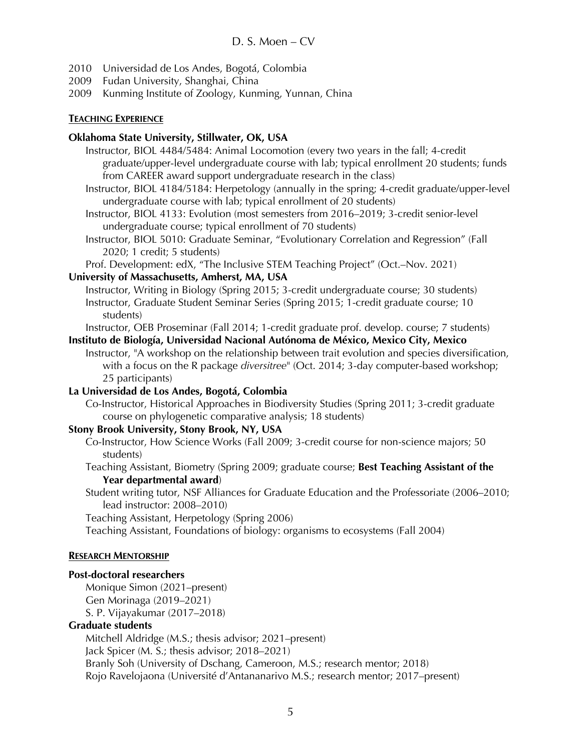2010 Universidad de Los Andes, Bogotá, Colombia
2009 Fudan University, Shanghai, China
2009 Kunming Institute of Zoology, Kunming, Yunnan, China

## TEACHING EXPERIENCE

**Oklahoma State University, Stillwater, OK, USA**

- Instructor, BIOL 4484/5484: Animal Locomotion (every two years in the fall; 4-credit graduate/upper-level undergraduate course with lab; typical enrollment 20 students; funds from CAREER award support undergraduate research in the class)
- Instructor, BIOL 4184/5184: Herpetology (annually in the spring; 4-credit graduate/upper-level undergraduate course with lab; typical enrollment of 20 students)
- Instructor, BIOL 4133: Evolution (most semesters from 2016–2019; 3-credit senior-level undergraduate course; typical enrollment of 70 students)
- Instructor, BIOL 5010: Graduate Seminar, "Evolutionary Correlation and Regression" (Fall 2020; 1 credit; 5 students)
- Prof. Development: edX, "The Inclusive STEM Teaching Project" (Oct.–Nov. 2021)

**University of Massachusetts, Amherst, MA, USA**

- Instructor, Writing in Biology (Spring 2015; 3-credit undergraduate course; 30 students)
- Instructor, Graduate Student Seminar Series (Spring 2015; 1-credit graduate course; 10 students)
- Instructor, OEB Proseminar (Fall 2014; 1-credit graduate prof. develop. course; 7 students)

**Instituto de Biología, Universidad Nacional Autónoma de México, Mexico City, Mexico**

- Instructor, "A workshop on the relationship between trait evolution and species diversification, with a focus on the R package *diversitree*" (Oct. 2014; 3-day computer-based workshop; 25 participants)

**La Universidad de Los Andes, Bogotá, Colombia**

- Co-Instructor, Historical Approaches in Biodiversity Studies (Spring 2011; 3-credit graduate course on phylogenetic comparative analysis; 18 students)

**Stony Brook University, Stony Brook, NY, USA**

- Co-Instructor, How Science Works (Fall 2009; 3-credit course for non-science majors; 50 students)
- Teaching Assistant, Biometry (Spring 2009; graduate course; **Best Teaching Assistant of the Year departmental award**)
- Student writing tutor, NSF Alliances for Graduate Education and the Professoriate (2006–2010; lead instructor: 2008–2010)
- Teaching Assistant, Herpetology (Spring 2006)
- Teaching Assistant, Foundations of biology: organisms to ecosystems (Fall 2004)

## RESEARCH MENTORSHIP

**Post-doctoral researchers**

- Monique Simon (2021–present)
- Gen Morinaga (2019–2021)
- S. P. Vijayakumar (2017–2018)

**Graduate students**

- Mitchell Aldridge (M.S.; thesis advisor; 2021–present)
- Jack Spicer (M. S.; thesis advisor; 2018–2021)
- Branly Soh (University of Dschang, Cameroon, M.S.; research mentor; 2018)
- Rojo Ravelojaona (Université d'Antananarivo M.S.; research mentor; 2017–present)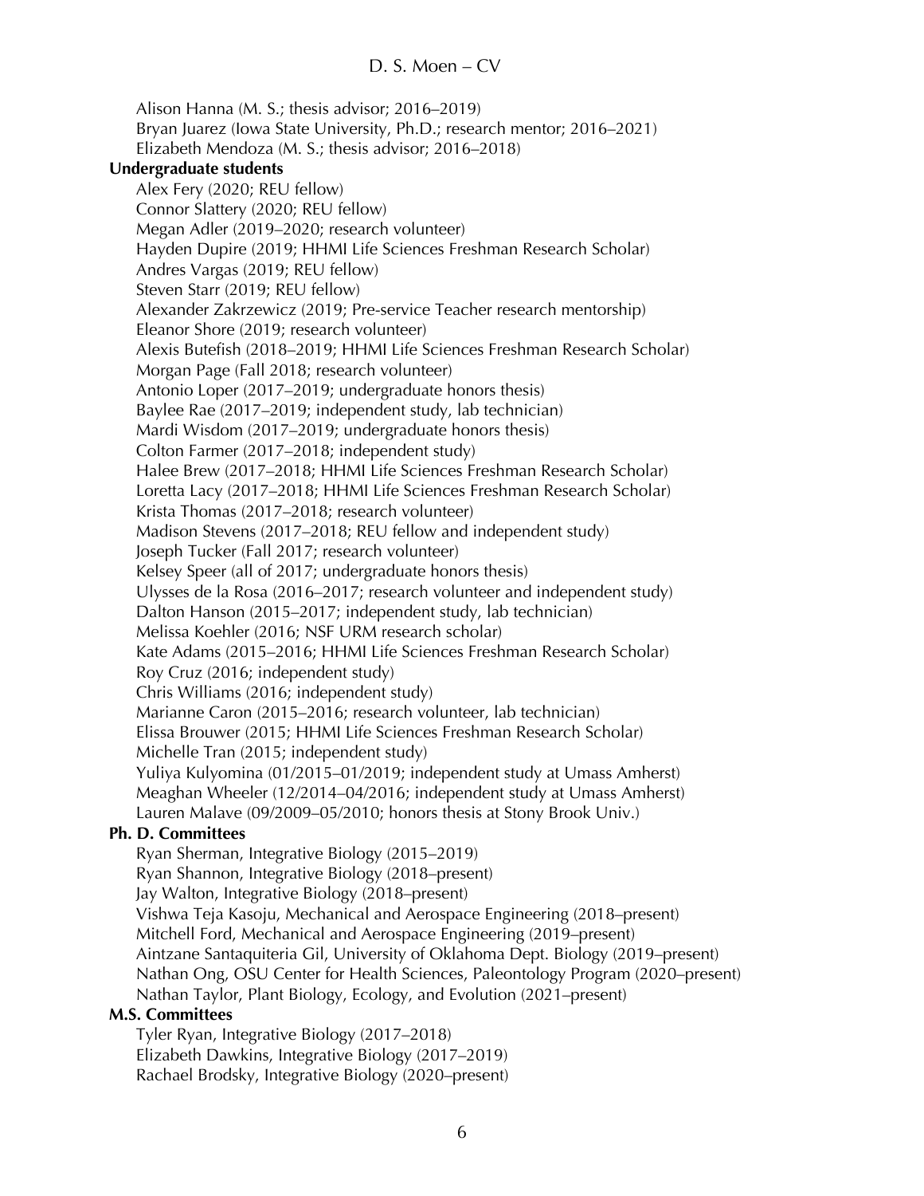Alison Hanna (M. S.; thesis advisor; 2016–2019)
Bryan Juarez (Iowa State University, Ph.D.; research mentor; 2016–2021)
Elizabeth Mendoza (M. S.; thesis advisor; 2016–2018)

**Undergraduate students**

Alex Fery (2020; REU fellow)
Connor Slattery (2020; REU fellow)
Megan Adler (2019–2020; research volunteer)
Hayden Dupire (2019; HHMI Life Sciences Freshman Research Scholar)
Andres Vargas (2019; REU fellow)
Steven Starr (2019; REU fellow)
Alexander Zakrzewicz (2019; Pre-service Teacher research mentorship)
Eleanor Shore (2019; research volunteer)
Alexis Butefish (2018–2019; HHMI Life Sciences Freshman Research Scholar)
Morgan Page (Fall 2018; research volunteer)
Antonio Loper (2017–2019; undergraduate honors thesis)
Baylee Rae (2017–2019; independent study, lab technician)
Mardi Wisdom (2017–2019; undergraduate honors thesis)
Colton Farmer (2017–2018; independent study)
Halee Brew (2017–2018; HHMI Life Sciences Freshman Research Scholar)
Loretta Lacy (2017–2018; HHMI Life Sciences Freshman Research Scholar)
Krista Thomas (2017–2018; research volunteer)
Madison Stevens (2017–2018; REU fellow and independent study)
Joseph Tucker (Fall 2017; research volunteer)
Kelsey Speer (all of 2017; undergraduate honors thesis)
Ulysses de la Rosa (2016–2017; research volunteer and independent study)
Dalton Hanson (2015–2017; independent study, lab technician)
Melissa Koehler (2016; NSF URM research scholar)
Kate Adams (2015–2016; HHMI Life Sciences Freshman Research Scholar)
Roy Cruz (2016; independent study)
Chris Williams (2016; independent study)
Marianne Caron (2015–2016; research volunteer, lab technician)
Elissa Brouwer (2015; HHMI Life Sciences Freshman Research Scholar)
Michelle Tran (2015; independent study)
Yuliya Kulyomina (01/2015–01/2019; independent study at Umass Amherst)
Meaghan Wheeler (12/2014–04/2016; independent study at Umass Amherst)
Lauren Malave (09/2009–05/2010; honors thesis at Stony Brook Univ.)

**Ph. D. Committees**

Ryan Sherman, Integrative Biology (2015–2019)
Ryan Shannon, Integrative Biology (2018–present)
Jay Walton, Integrative Biology (2018–present)
Vishwa Teja Kasoju, Mechanical and Aerospace Engineering (2018–present)
Mitchell Ford, Mechanical and Aerospace Engineering (2019–present)
Aintzane Santaquiteria Gil, University of Oklahoma Dept. Biology (2019–present)
Nathan Ong, OSU Center for Health Sciences, Paleontology Program (2020–present)
Nathan Taylor, Plant Biology, Ecology, and Evolution (2021–present)

**M.S. Committees**

Tyler Ryan, Integrative Biology (2017–2018)
Elizabeth Dawkins, Integrative Biology (2017–2019)
Rachael Brodsky, Integrative Biology (2020–present)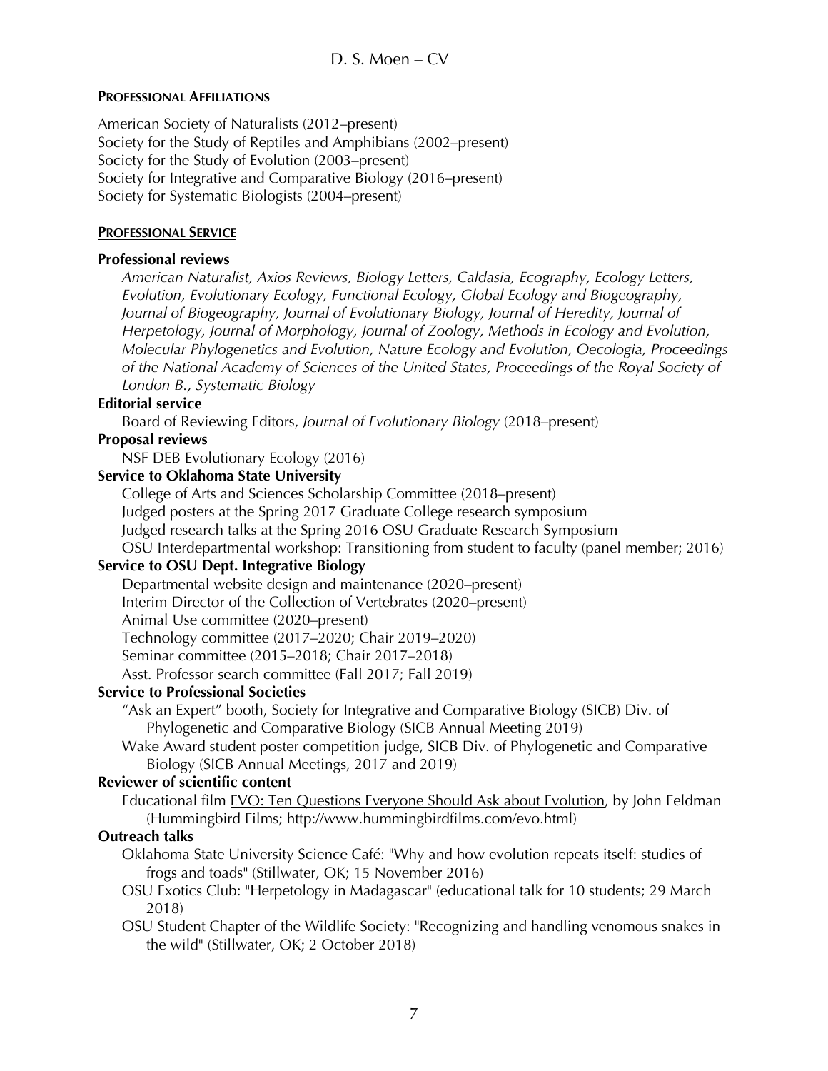## PROFESSIONAL AFFILIATIONS

American Society of Naturalists (2012–present)
Society for the Study of Reptiles and Amphibians (2002–present)
Society for the Study of Evolution (2003–present)
Society for Integrative and Comparative Biology (2016–present)
Society for Systematic Biologists (2004–present)

## PROFESSIONAL SERVICE

**Professional reviews**

*American Naturalist, Axios Reviews, Biology Letters, Caldasia, Ecography, Ecology Letters, Evolution, Evolutionary Ecology, Functional Ecology, Global Ecology and Biogeography, Journal of Biogeography, Journal of Evolutionary Biology, Journal of Heredity, Journal of Herpetology, Journal of Morphology, Journal of Zoology, Methods in Ecology and Evolution, Molecular Phylogenetics and Evolution, Nature Ecology and Evolution, Oecologia, Proceedings of the National Academy of Sciences of the United States, Proceedings of the Royal Society of London B., Systematic Biology*

**Editorial service**

Board of Reviewing Editors, *Journal of Evolutionary Biology* (2018–present)

**Proposal reviews**

NSF DEB Evolutionary Ecology (2016)

**Service to Oklahoma State University**

College of Arts and Sciences Scholarship Committee (2018–present)
Judged posters at the Spring 2017 Graduate College research symposium
Judged research talks at the Spring 2016 OSU Graduate Research Symposium
OSU Interdepartmental workshop: Transitioning from student to faculty (panel member; 2016)

**Service to OSU Dept. Integrative Biology**

Departmental website design and maintenance (2020–present)
Interim Director of the Collection of Vertebrates (2020–present)
Animal Use committee (2020–present)
Technology committee (2017–2020; Chair 2019–2020)
Seminar committee (2015–2018; Chair 2017–2018)
Asst. Professor search committee (Fall 2017; Fall 2019)

**Service to Professional Societies**

"Ask an Expert" booth, Society for Integrative and Comparative Biology (SICB) Div. of Phylogenetic and Comparative Biology (SICB Annual Meeting 2019)
Wake Award student poster competition judge, SICB Div. of Phylogenetic and Comparative Biology (SICB Annual Meetings, 2017 and 2019)

**Reviewer of scientific content**

Educational film EVO: Ten Questions Everyone Should Ask about Evolution, by John Feldman (Hummingbird Films; http://www.hummingbirdfilms.com/evo.html)

**Outreach talks**

Oklahoma State University Science Café: "Why and how evolution repeats itself: studies of frogs and toads" (Stillwater, OK; 15 November 2016)
OSU Exotics Club: "Herpetology in Madagascar" (educational talk for 10 students; 29 March 2018)
OSU Student Chapter of the Wildlife Society: "Recognizing and handling venomous snakes in the wild" (Stillwater, OK; 2 October 2018)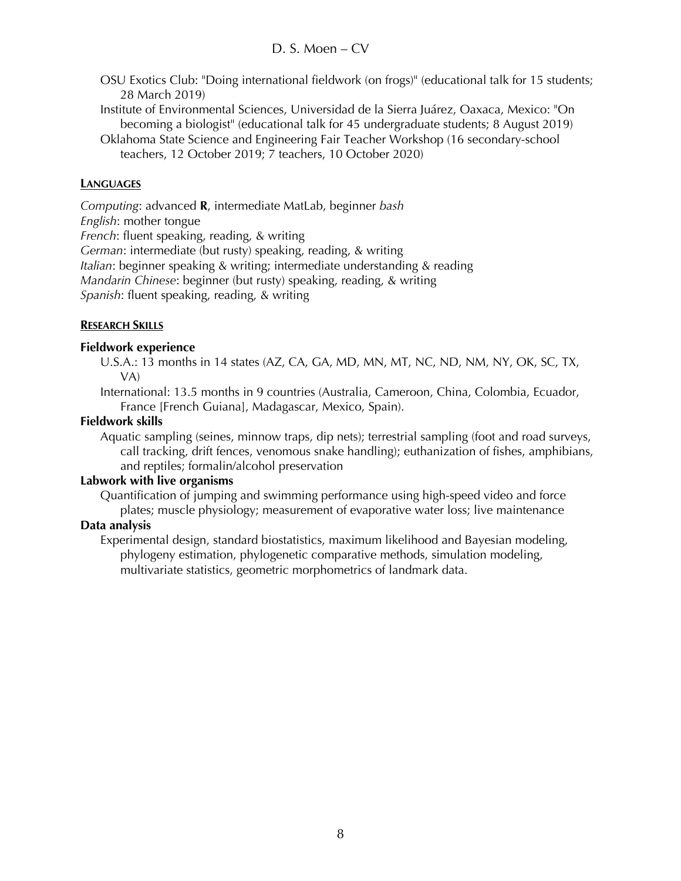OSU Exotics Club: "Doing international fieldwork (on frogs)" (educational talk for 15 students; 28 March 2019)

Institute of Environmental Sciences, Universidad de la Sierra Juárez, Oaxaca, Mexico: "On becoming a biologist" (educational talk for 45 undergraduate students; 8 August 2019)

Oklahoma State Science and Engineering Fair Teacher Workshop (16 secondary-school teachers, 12 October 2019; 7 teachers, 10 October 2020)

## LANGUAGES

*Computing*: advanced **R**, intermediate MatLab, beginner *bash*
*English*: mother tongue
*French*: fluent speaking, reading, & writing
*German*: intermediate (but rusty) speaking, reading, & writing
*Italian*: beginner speaking & writing; intermediate understanding & reading
*Mandarin Chinese*: beginner (but rusty) speaking, reading, & writing
*Spanish*: fluent speaking, reading, & writing

## RESEARCH SKILLS

### Fieldwork experience

U.S.A.: 13 months in 14 states (AZ, CA, GA, MD, MN, MT, NC, ND, NM, NY, OK, SC, TX, VA)

International: 13.5 months in 9 countries (Australia, Cameroon, China, Colombia, Ecuador, France [French Guiana], Madagascar, Mexico, Spain).

### Fieldwork skills

Aquatic sampling (seines, minnow traps, dip nets); terrestrial sampling (foot and road surveys, call tracking, drift fences, venomous snake handling); euthanization of fishes, amphibians, and reptiles; formalin/alcohol preservation

### Labwork with live organisms

Quantification of jumping and swimming performance using high-speed video and force plates; muscle physiology; measurement of evaporative water loss; live maintenance

### Data analysis

Experimental design, standard biostatistics, maximum likelihood and Bayesian modeling, phylogeny estimation, phylogenetic comparative methods, simulation modeling, multivariate statistics, geometric morphometrics of landmark data.